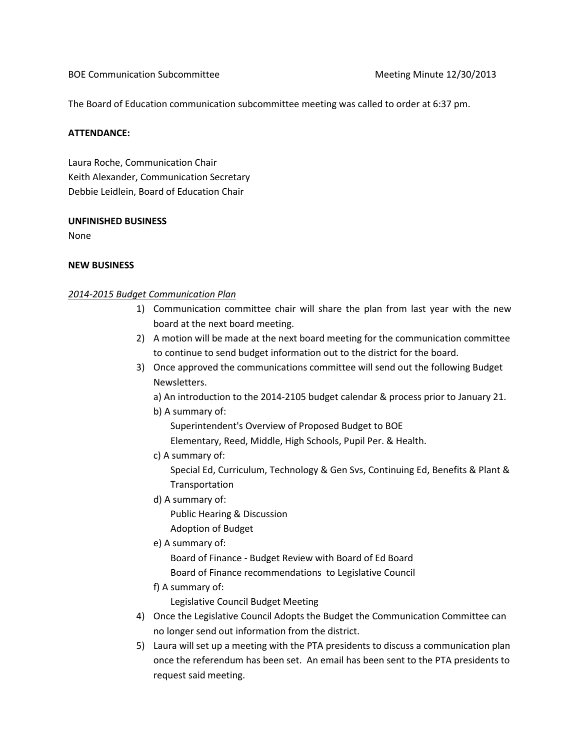BOE Communication Subcommittee Meeting Minute 12/30/2013

The Board of Education communication subcommittee meeting was called to order at 6:37 pm.

**ATTENDANCE:**

Laura Roche, Communication Chair
Keith Alexander, Communication Secretary
Debbie Leidlein, Board of Education Chair

**UNFINISHED BUSINESS**
None

**NEW BUSINESS**

*2014-2015 Budget Communication Plan*

1) Communication committee chair will share the plan from last year with the new board at the next board meeting.
2) A motion will be made at the next board meeting for the communication committee to continue to send budget information out to the district for the board.
3) Once approved the communications committee will send out the following Budget Newsletters.
   a) An introduction to the 2014-2105 budget calendar & process prior to January 21.
   b) A summary of:
      Superintendent's Overview of Proposed Budget to BOE
      Elementary, Reed, Middle, High Schools, Pupil Per. & Health.
   c) A summary of:
      Special Ed, Curriculum, Technology & Gen Svs, Continuing Ed, Benefits & Plant & Transportation
   d) A summary of:
      Public Hearing & Discussion
      Adoption of Budget
   e) A summary of:
      Board of Finance - Budget Review with Board of Ed Board
      Board of Finance recommendations to Legislative Council
   f) A summary of:
      Legislative Council Budget Meeting
4) Once the Legislative Council Adopts the Budget the Communication Committee can no longer send out information from the district.
5) Laura will set up a meeting with the PTA presidents to discuss a communication plan once the referendum has been set. An email has been sent to the PTA presidents to request said meeting.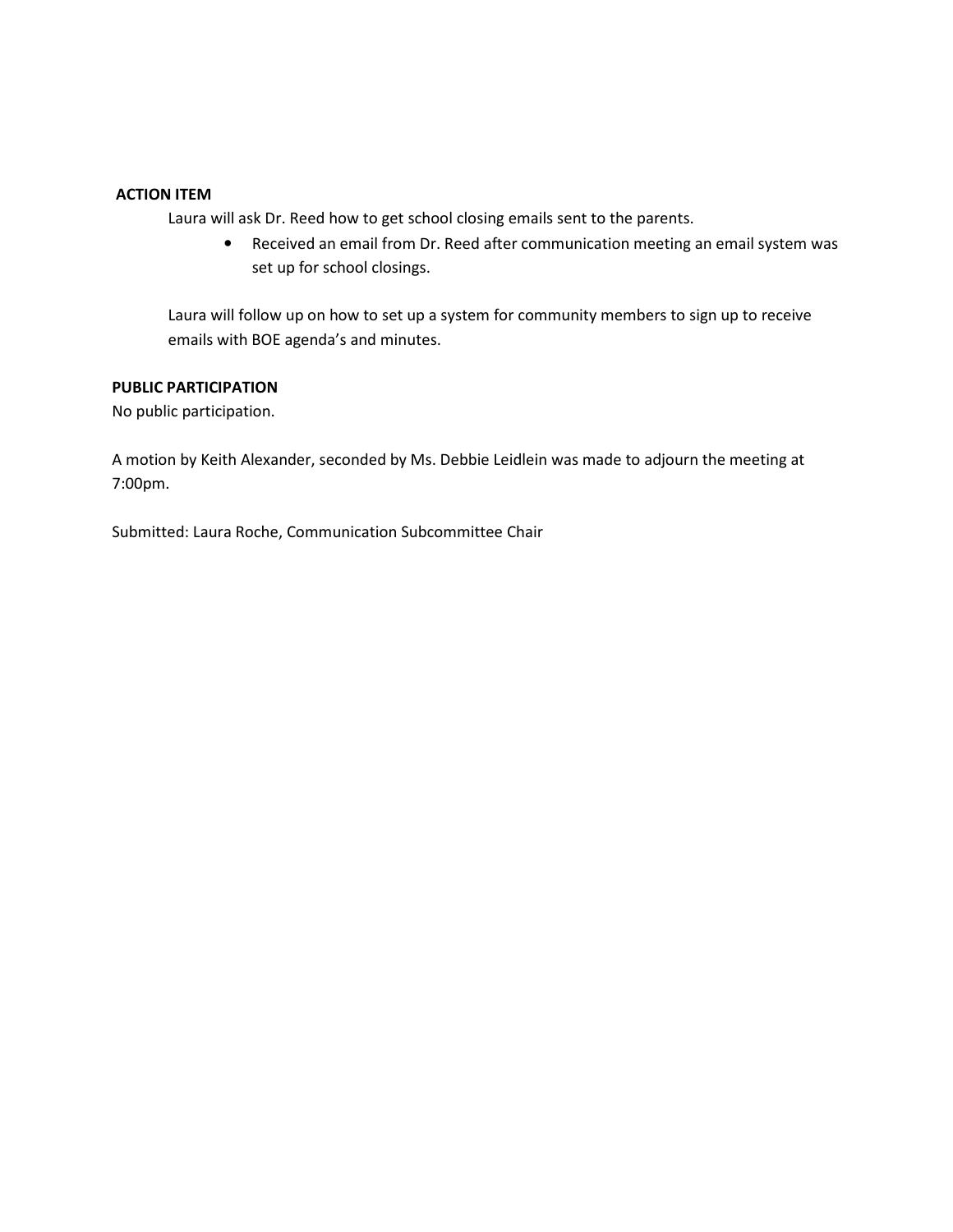**ACTION ITEM**

Laura will ask Dr. Reed how to get school closing emails sent to the parents.

- Received an email from Dr. Reed after communication meeting an email system was set up for school closings.

Laura will follow up on how to set up a system for community members to sign up to receive emails with BOE agenda's and minutes.

**PUBLIC PARTICIPATION**

No public participation.

A motion by Keith Alexander, seconded by Ms. Debbie Leidlein was made to adjourn the meeting at 7:00pm.

Submitted: Laura Roche, Communication Subcommittee Chair